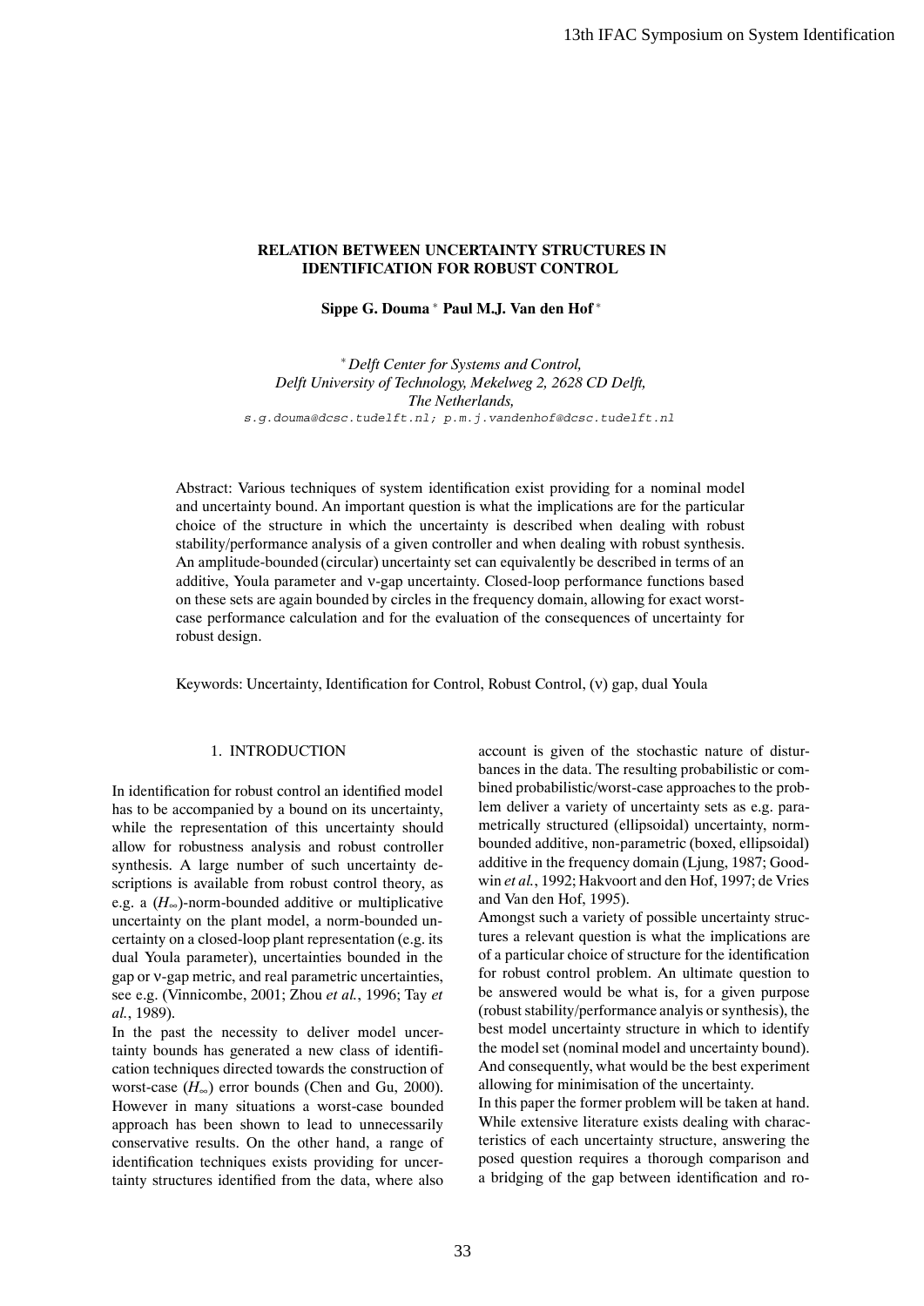# RELATION BETWEEN UNCERTAINTY STRUCTURES IN IDENTIFICATION FOR ROBUST CONTROL

**Sippe G. Douma** [*] **Paul M.J. Van den Hof** [*]

[*] *Delft Center for Systems and Control, Delft University of Technology, Mekelweg 2, 2628 CD Delft, The Netherlands,*
s.g.douma@dcsc.tudelft.nl; p.m.j.vandenhof@dcsc.tudelft.nl

Abstract: Various techniques of system identification exist providing for a nominal model and uncertainty bound. An important question is what the implications are for the particular choice of the structure in which the uncertainty is described when dealing with robust stability/performance analysis of a given controller and when dealing with robust synthesis. An amplitude-bounded (circular) uncertainty set can equivalently be described in terms of an additive, Youla parameter and $\nu$-gap uncertainty. Closed-loop performance functions based on these sets are again bounded by circles in the frequency domain, allowing for exact worst-case performance calculation and for the evaluation of the consequences of uncertainty for robust design.

Keywords: Uncertainty, Identification for Control, Robust Control, ($\nu$) gap, dual Youla

## 1. INTRODUCTION

In identification for robust control an identified model has to be accompanied by a bound on its uncertainty, while the representation of this uncertainty should allow for robustness analysis and robust controller synthesis. A large number of such uncertainty descriptions is available from robust control theory, as e.g. a ($H_\infty$)-norm-bounded additive or multiplicative uncertainty on the plant model, a norm-bounded uncertainty on a closed-loop plant representation (e.g. its dual Youla parameter), uncertainties bounded in the gap or $\nu$-gap metric, and real parametric uncertainties, see e.g. (Vinnicombe, 2001; Zhou *et al.*, 1996; Tay *et al.*, 1989).

In the past the necessity to deliver model uncertainty bounds has generated a new class of identification techniques directed towards the construction of worst-case ($H_\infty$) error bounds (Chen and Gu, 2000). However in many situations a worst-case bounded approach has been shown to lead to unnecessarily conservative results. On the other hand, a range of identification techniques exists providing for uncertainty structures identified from the data, where also account is given of the stochastic nature of disturbances in the data. The resulting probabilistic or combined probabilistic/worst-case approaches to the problem deliver a variety of uncertainty sets as e.g. parametrically structured (ellipsoidal) uncertainty, norm-bounded additive, non-parametric (boxed, ellipsoidal) additive in the frequency domain (Ljung, 1987; Goodwin *et al.*, 1992; Hakvoort and den Hof, 1997; de Vries and Van den Hof, 1995).

Amongst such a variety of possible uncertainty structures a relevant question is what the implications are of a particular choice of structure for the identification for robust control problem. An ultimate question to be answered would be what is, for a given purpose (robust stability/performance analyis or synthesis), the best model uncertainty structure in which to identify the model set (nominal model and uncertainty bound). And consequently, what would be the best experiment allowing for minimisation of the uncertainty.

In this paper the former problem will be taken at hand. While extensive literature exists dealing with characteristics of each uncertainty structure, answering the posed question requires a thorough comparison and a bridging of the gap between identification and ro-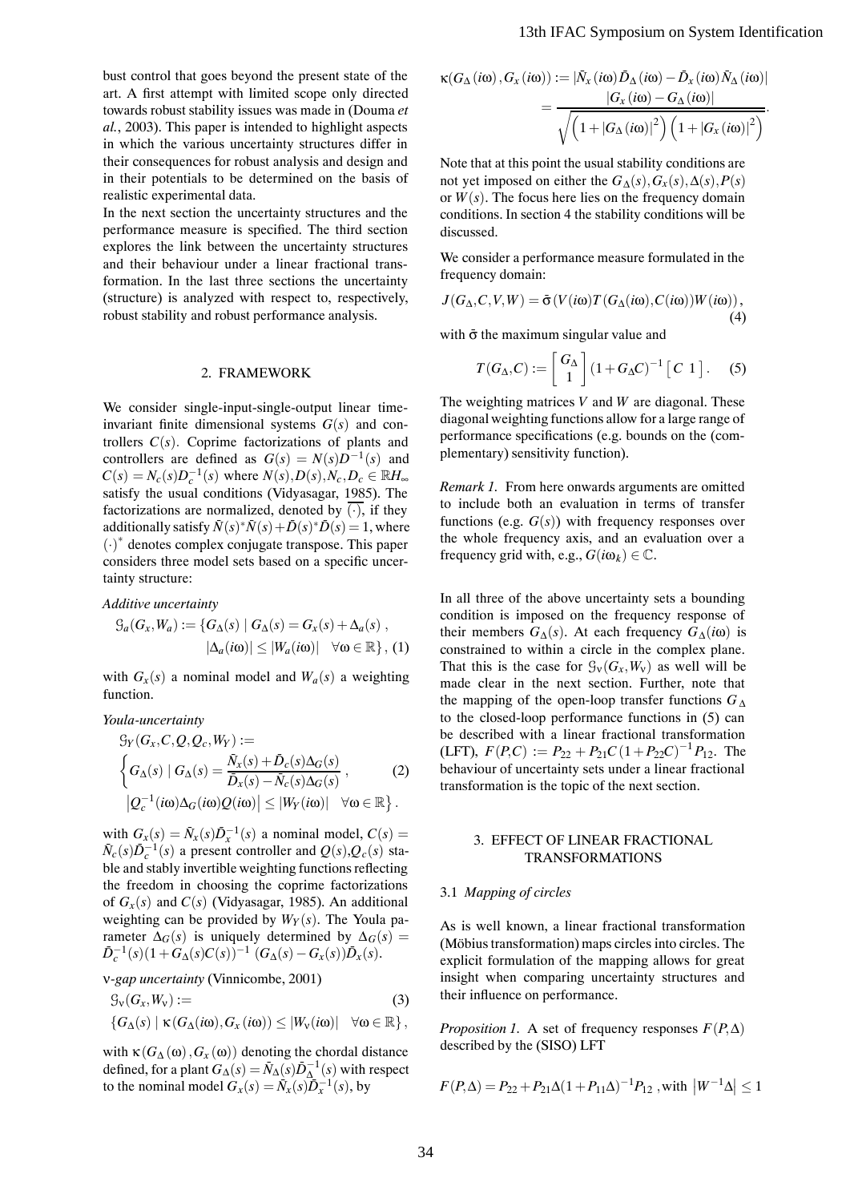bust control that goes beyond the present state of the art. A first attempt with limited scope only directed towards robust stability issues was made in (Douma *et al.*, 2003). This paper is intended to highlight aspects in which the various uncertainty structures differ in their consequences for robust analysis and design and in their potentials to be determined on the basis of realistic experimental data.

In the next section the uncertainty structures and the performance measure is specified. The third section explores the link between the uncertainty structures and their behaviour under a linear fractional transformation. In the last three sections the uncertainty (structure) is analyzed with respect to, respectively, robust stability and robust performance analysis.

## 2. FRAMEWORK

We consider single-input-single-output linear time-invariant finite dimensional systems $G(s)$ and controllers $C(s)$. Coprime factorizations of plants and controllers are defined as $G(s) = N(s)D^{-1}(s)$ and $C(s) = N_c(s)D_c^{-1}(s)$ where $N(s), D(s), N_c, D_c \in \mathbb{R}H_\infty$ satisfy the usual conditions (Vidyasagar, 1985). The factorizations are normalized, denoted by $\overline{(\cdot)}$, if they additionally satisfy $\bar{N}(s)^*\bar{N}(s) + \bar{D}(s)^*\bar{D}(s) = 1$, where $(\cdot)^*$ denotes complex conjugate transpose. This paper considers three model sets based on a specific uncertainty structure:

*Additive uncertainty*

$$\mathcal{G}_a(G_x, W_a) := \{G_\Delta(s) \mid G_\Delta(s) = G_x(s) + \Delta_a(s)\,, \\ |\Delta_a(i\omega)| \le |W_a(i\omega)| \quad \forall\omega \in \mathbb{R}\}, \; (1)$$

with $G_x(s)$ a nominal model and $W_a(s)$ a weighting function.

*Youla-uncertainty*

$$\mathcal{G}_Y(G_x, C, Q, Q_c, W_Y) := \\ \left\{ G_\Delta(s) \mid G_\Delta(s) = \frac{\bar{N}_x(s) + \bar{D}_c(s)\Delta_G(s)}{\bar{D}_x(s) - \bar{N}_c(s)\Delta_G(s)}\,, \right. \quad (2) \\ \left. \left|Q_c^{-1}(i\omega)\Delta_G(i\omega)Q(i\omega)\right| \le |W_Y(i\omega)| \quad \forall\omega \in \mathbb{R} \right\}.$$

with $G_x(s) = \bar{N}_x(s)\bar{D}_x^{-1}(s)$ a nominal model, $C(s) = \bar{N}_c(s)\bar{D}_c^{-1}(s)$ a present controller and $Q(s)$,$Q_c(s)$ stable and stably invertible weighting functions reflecting the freedom in choosing the coprime factorizations of $G_x(s)$ and $C(s)$ (Vidyasagar, 1985). An additional weighting can be provided by $W_Y(s)$. The Youla parameter $\Delta_G(s)$ is uniquely determined by $\Delta_G(s) = \bar{D}_c^{-1}(s)(1 + G_\Delta(s)C(s))^{-1}(G_\Delta(s) - G_x(s))\bar{D}_x(s)$.

*ν-gap uncertainty* (Vinnicombe, 2001)

$$\mathcal{G}_\nu(G_x, W_\nu) := \quad (3) \\ \{G_\Delta(s) \mid \kappa(G_\Delta(i\omega), G_x(i\omega)) \le |W_\nu(i\omega)| \quad \forall\omega \in \mathbb{R}\},$$

with $\kappa(G_\Delta(\omega), G_x(\omega))$ denoting the chordal distance defined, for a plant $G_\Delta(s) = \bar{N}_\Delta(s)\bar{D}_\Delta^{-1}(s)$ with respect to the nominal model $G_x(s) = \bar{N}_x(s)\bar{D}_x^{-1}(s)$, by

$$\kappa(G_\Delta(i\omega), G_x(i\omega)) := |\bar{N}_x(i\omega)\bar{D}_\Delta(i\omega) - \bar{D}_x(i\omega)\bar{N}_\Delta(i\omega)| \\ = \frac{|G_x(i\omega) - G_\Delta(i\omega)|}{\sqrt{\left(1 + |G_\Delta(i\omega)|^2\right)\left(1 + |G_x(i\omega)|^2\right)}}.$$

Note that at this point the usual stability conditions are not yet imposed on either the $G_\Delta(s), G_x(s), \Delta(s), P(s)$ or $W(s)$. The focus here lies on the frequency domain conditions. In section 4 the stability conditions will be discussed.

We consider a performance measure formulated in the frequency domain:

$$J(G_\Delta, C, V, W) = \bar{\sigma}\left(V(i\omega)T(G_\Delta(i\omega), C(i\omega))W(i\omega)\right), \quad (4)$$

with $\bar{\sigma}$ the maximum singular value and

$$T(G_\Delta, C) := \begin{bmatrix} G_\Delta \\ 1 \end{bmatrix} (1 + G_\Delta C)^{-1} \begin{bmatrix} C & 1 \end{bmatrix}. \quad (5)$$

The weighting matrices $V$ and $W$ are diagonal. These diagonal weighting functions allow for a large range of performance specifications (e.g. bounds on the (complementary) sensitivity function).

*Remark 1.* From here onwards arguments are omitted to include both an evaluation in terms of transfer functions (e.g. $G(s)$) with frequency responses over the whole frequency axis, and an evaluation over a frequency grid with, e.g., $G(i\omega_k) \in \mathbb{C}$.

In all three of the above uncertainty sets a bounding condition is imposed on the frequency response of their members $G_\Delta(s)$. At each frequency $G_\Delta(i\omega)$ is constrained to within a circle in the complex plane. That this is the case for $\mathcal{G}_\nu(G_x, W_\nu)$ as well will be made clear in the next section. Further, note that the mapping of the open-loop transfer functions $G_\Delta$ to the closed-loop performance functions in (5) can be described with a linear fractional transformation (LFT), $F(P,C) := P_{22} + P_{21}C(1 + P_{22}C)^{-1}P_{12}$. The behaviour of uncertainty sets under a linear fractional transformation is the topic of the next section.

## 3. EFFECT OF LINEAR FRACTIONAL TRANSFORMATIONS

### 3.1 *Mapping of circles*

As is well known, a linear fractional transformation (Möbius transformation) maps circles into circles. The explicit formulation of the mapping allows for great insight when comparing uncertainty structures and their influence on performance.

*Proposition 1.* A set of frequency responses $F(P,\Delta)$ described by the (SISO) LFT

$$F(P,\Delta) = P_{22} + P_{21}\Delta(1 + P_{11}\Delta)^{-1}P_{12}\,, \text{with } \left|W^{-1}\Delta\right| \le 1$$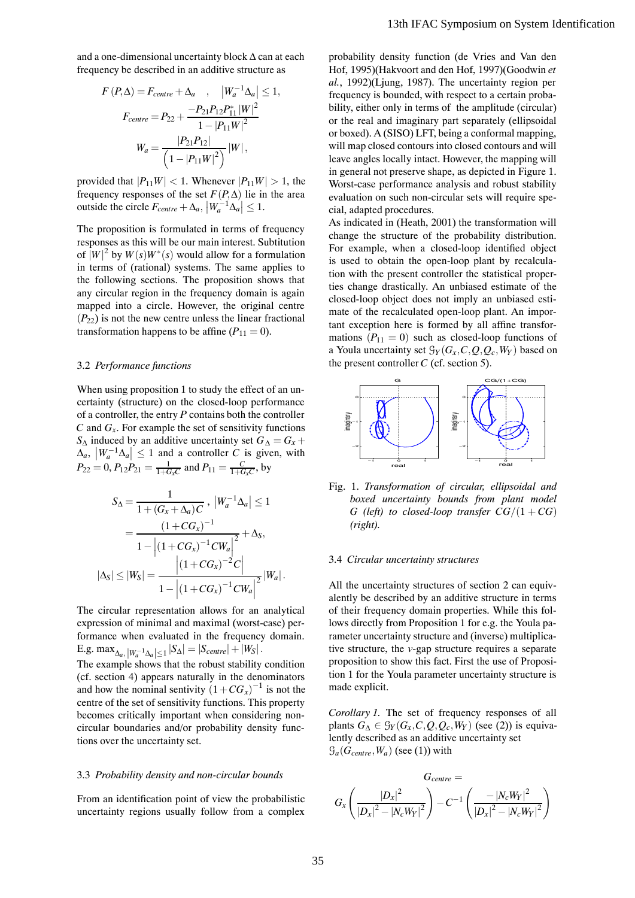and a one-dimensional uncertainty block $\Delta$ can at each frequency be described in an additive structure as

$$F(P,\Delta) = F_{centre} + \Delta_a \quad , \quad \left|W_a^{-1}\Delta_a\right| \leq 1,$$

$$F_{centre} = P_{22} + \frac{-P_{21}P_{12}P_{11}^{*}\left|W\right|^2}{1-\left|P_{11}W\right|^2}$$

$$W_a = \frac{\left|P_{21}P_{12}\right|}{\left(1-\left|P_{11}W\right|^2\right)}\left|W\right|,$$

provided that $|P_{11}W| < 1$. Whenever $|P_{11}W| > 1$, the frequency responses of the set $F(P,\Delta)$ lie in the area outside the circle $F_{centre} + \Delta_a$, $\left|W_a^{-1}\Delta_a\right| \leq 1$.

The proposition is formulated in terms of frequency responses as this will be our main interest. Subtitution of $|W|^2$ by $W(s)W^{*}(s)$ would allow for a formulation in terms of (rational) systems. The same applies to the following sections. The proposition shows that any circular region in the frequency domain is again mapped into a circle. However, the original centre ($P_{22}$) is not the new centre unless the linear fractional transformation happens to be affine ($P_{11} = 0$).

### 3.2 *Performance functions*

When using proposition 1 to study the effect of an uncertainty (structure) on the closed-loop performance of a controller, the entry $P$ contains both the controller $C$ and $G_x$. For example the set of sensitivity functions $S_\Delta$ induced by an additive uncertainty set $G_\Delta = G_x + \Delta_a$, $\left|W_a^{-1}\Delta_a\right| \leq 1$ and a controller $C$ is given, with $P_{22} = 0$, $P_{12}P_{21} = \frac{1}{1+G_xC}$ and $P_{11} = \frac{C}{1+G_xC}$, by

$$S_\Delta = \frac{1}{1+(G_x+\Delta_a)C} \ , \ \left|W_a^{-1}\Delta_a\right| \leq 1$$

$$= \frac{(1+CG_x)^{-1}}{1-\left|(1+CG_x)^{-1}CW_a\right|^2} + \Delta_S,$$

$$|\Delta_S| \leq |W_S| = \frac{\left|(1+CG_x)^{-2}C\right|}{1-\left|(1+CG_x)^{-1}CW_a\right|^2}|W_a|.$$

The circular representation allows for an analytical expression of minimal and maximal (worst-case) performance when evaluated in the frequency domain. E.g. $\max_{\Delta_a, \left|W_a^{-1}\Delta_a\right| \leq 1} |S_\Delta| = |S_{centre}| + |W_S|$.

The example shows that the robust stability condition (cf. section 4) appears naturally in the denominators and how the nominal sensitivity $(1+CG_x)^{-1}$ is not the centre of the set of sensitivity functions. This property becomes critically important when considering non-circular boundaries and/or probability density functions over the uncertainty set.

### 3.3 *Probability density and non-circular bounds*

From an identification point of view the probabilistic uncertainty regions usually follow from a complex probability density function (de Vries and Van den Hof, 1995)(Hakvoort and den Hof, 1997)(Goodwin *et al.*, 1992)(Ljung, 1987). The uncertainty region per frequency is bounded, with respect to a certain probability, either only in terms of the amplitude (circular) or the real and imaginary part separately (ellipsoidal or boxed). A (SISO) LFT, being a conformal mapping, will map closed contours into closed contours and will leave angles locally intact. However, the mapping will in general not preserve shape, as depicted in Figure 1. Worst-case performance analysis and robust stability evaluation on such non-circular sets will require special, adapted procedures.

As indicated in (Heath, 2001) the transformation will change the structure of the probability distribution. For example, when a closed-loop identified object is used to obtain the open-loop plant by recalculation with the present controller the statistical properties change drastically. An unbiased estimate of the closed-loop object does not imply an unbiased estimate of the recalculated open-loop plant. An important exception here is formed by all affine transformations ($P_{11} = 0$) such as closed-loop functions of a Youla uncertainty set $\mathcal{G}_Y(G_x, C, Q, Q_c, W_Y)$ based on the present controller $C$ (cf. section 5).

Fig. 1. *Transformation of circular, ellipsoidal and boxed uncertainty bounds from plant model G (left) to closed-loop transfer CG/(1+CG) (right).*

### 3.4 *Circular uncertainty structures*

All the uncertainty structures of section 2 can equivalently be described by an additive structure in terms of their frequency domain properties. While this follows directly from Proposition 1 for e.g. the Youla parameter uncertainty structure and (inverse) multiplicative structure, the $\nu$-gap structure requires a separate proposition to show this fact. First the use of Proposition 1 for the Youla parameter uncertainty structure is made explicit.

*Corollary 1.* The set of frequency responses of all plants $G_\Delta \in \mathcal{G}_Y(G_x, C, Q, Q_c, W_Y)$ (see (2)) is equivalently described as an additive uncertainty set $\mathcal{G}_a(G_{centre}, W_a)$ (see (1)) with

$$G_{centre} = G_x\left(\frac{|D_x|^2}{|D_x|^2 - |N_cW_Y|^2}\right) - C^{-1}\left(\frac{-|N_cW_Y|^2}{|D_x|^2 - |N_cW_Y|^2}\right)$$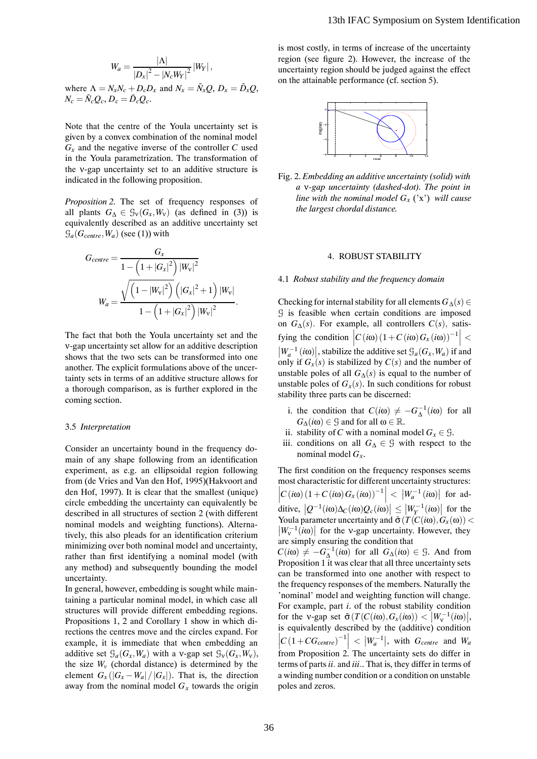$$W_a = \frac{|\Lambda|}{|D_x|^2 - |N_c W_Y|^2} |W_Y|,$$

where $\Lambda = N_x N_c + D_c D_x$ and $N_x = \bar{N}_x Q$, $D_x = \bar{D}_x Q$, $N_c = \bar{N}_c Q_c$, $D_c = \bar{D}_c Q_c$.

Note that the centre of the Youla uncertainty set is given by a convex combination of the nominal model $G_x$ and the negative inverse of the controller $C$ used in the Youla parametrization. The transformation of the ν-gap uncertainty set to an additive structure is indicated in the following proposition.

*Proposition 2.* The set of frequency responses of all plants $G_\Delta \in \mathcal{G}_\nu(G_x, W_\nu)$ (as defined in (3)) is equivalently described as an additive uncertainty set $\mathcal{G}_a(G_{centre}, W_a)$ (see (1)) with

$$G_{centre} = \frac{G_x}{1 - \left(1 + |G_x|^2\right) |W_\nu|^2}$$

$$W_a = \frac{\sqrt{\left(1 - |W_\nu|^2\right)\left(|G_x|^2 + 1\right)}\, |W_\nu|}{1 - \left(1 + |G_x|^2\right) |W_\nu|^2}.$$

The fact that both the Youla uncertainty set and the ν-gap uncertainty set allow for an additive description shows that the two sets can be transformed into one another. The explicit formulations above of the uncertainty sets in terms of an additive structure allows for a thorough comparison, as is further explored in the coming section.

### 3.5 *Interpretation*

Consider an uncertainty bound in the frequency domain of any shape following from an identification experiment, as e.g. an ellipsoidal region following from (de Vries and Van den Hof, 1995)(Hakvoort and den Hof, 1997). It is clear that the smallest (unique) circle embedding the uncertainty can equivalently be described in all structures of section 2 (with different nominal models and weighting functions). Alternatively, this also pleads for an identification criterium minimizing over both nominal model and uncertainty, rather than first identifying a nominal model (with any method) and subsequently bounding the model uncertainty.

In general, however, embedding is sought while maintaining a particular nominal model, in which case all structures will provide different embedding regions. Propositions 1, 2 and Corollary 1 show in which directions the centres move and the circles expand. For example, it is immediate that when embedding an additive set $\mathcal{G}_a(G_x, W_a)$ with a ν-gap set $\mathcal{G}_\nu(G_x, W_\nu)$, the size $W_\nu$ (chordal distance) is determined by the element $G_x (|G_x - W_a| / |G_x|)$. That is, the direction away from the nominal model $G_x$ towards the origin is most costly, in terms of increase of the uncertainty region (see figure 2). However, the increase of the uncertainty region should be judged against the effect on the attainable performance (cf. section 5).

Fig. 2. *Embedding an additive uncertainty (solid) with a ν-gap uncertainty (dashed-dot). The point in line with the nominal model $G_x$ ('x') will cause the largest chordal distance.*

## 4. ROBUST STABILITY

### 4.1 *Robust stability and the frequency domain*

Checking for internal stability for all elements $G_\Delta(s) \in \mathcal{G}$ is feasible when certain conditions are imposed on $G_\Delta(s)$. For example, all controllers $C(s)$, satisfying the condition $\left|C(i\omega)\left(1 + C(i\omega) G_x(i\omega)\right)^{-1}\right| < \left|W_a^{-1}(i\omega)\right|$, stabilize the additive set $\mathcal{G}_a(G_x, W_a)$ if and only if $G_x(s)$ is stabilized by $C(s)$ and the number of unstable poles of all $G_\Delta(s)$ is equal to the number of unstable poles of $G_x(s)$. In such conditions for robust stability three parts can be discerned:

i. the condition that $C(i\omega) \neq -G_\Delta^{-1}(i\omega)$ for all $G_\Delta(i\omega) \in \mathcal{G}$ and for all $\omega \in \mathbb{R}$.
ii. stability of $C$ with a nominal model $G_x \in \mathcal{G}$.
iii. conditions on all $G_\Delta \in \mathcal{G}$ with respect to the nominal model $G_x$.

The first condition on the frequency responses seems most characteristic for different uncertainty structures: $\left|C(i\omega)\left(1 + C(i\omega) G_x(i\omega)\right)^{-1}\right| < \left|W_a^{-1}(i\omega)\right|$ for additive, $\left|Q^{-1}(i\omega)\Delta_C(i\omega)Q_c(i\omega)\right| \leq \left|W_Y^{-1}(i\omega)\right|$ for the Youla parameter uncertainty and $\bar{\sigma}\left(T(C(i\omega), G_x(\omega)\right) < \left|W_\nu^{-1}(i\omega)\right|$ for the ν-gap uncertainty. However, they are simply ensuring the condition that $C(i\omega) \neq -G_\Delta^{-1}(i\omega)$ for all $G_\Delta(i\omega) \in \mathcal{G}$. And from Proposition 1 it was clear that all three uncertainty sets can be transformed into one another with respect to the frequency responses of the members. Naturally the 'nominal' model and weighting function will change. For example, part *i.* of the robust stability condition for the ν-gap set $\bar{\sigma}\left(T(C(i\omega), G_x(i\omega)\right) < \left|W_\nu^{-1}(i\omega)\right|$, is equivalently described by the (additive) condition $\left|C\left(1 + CG_{centre}\right)^{-1}\right| < \left|W_a^{-1}\right|$, with $G_{centre}$ and $W_a$ from Proposition 2. The uncertainty sets do differ in terms of parts *ii.* and *iii.*. That is, they differ in terms of a winding number condition or a condition on unstable poles and zeros.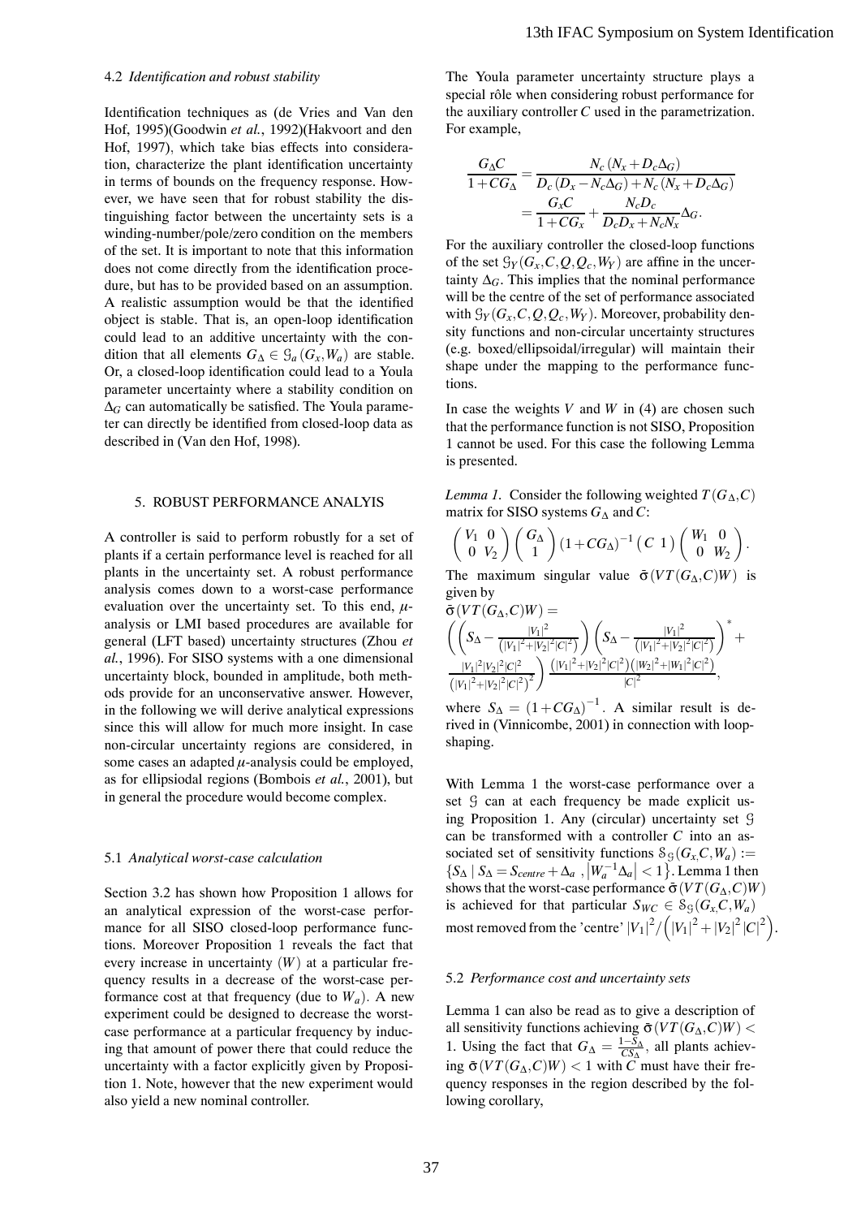### 4.2 *Identification and robust stability*

Identification techniques as (de Vries and Van den Hof, 1995)(Goodwin *et al.*, 1992)(Hakvoort and den Hof, 1997), which take bias effects into consideration, characterize the plant identification uncertainty in terms of bounds on the frequency response. However, we have seen that for robust stability the distinguishing factor between the uncertainty sets is a winding-number/pole/zero condition on the members of the set. It is important to note that this information does not come directly from the identification procedure, but has to be provided based on an assumption. A realistic assumption would be that the identified object is stable. That is, an open-loop identification could lead to an additive uncertainty with the condition that all elements $G_\Delta \in \mathcal{G}_a(G_x, W_a)$ are stable. Or, a closed-loop identification could lead to a Youla parameter uncertainty where a stability condition on $\Delta_G$ can automatically be satisfied. The Youla parameter can directly be identified from closed-loop data as described in (Van den Hof, 1998).

## 5. ROBUST PERFORMANCE ANALYIS

A controller is said to perform robustly for a set of plants if a certain performance level is reached for all plants in the uncertainty set. A robust performance analysis comes down to a worst-case performance evaluation over the uncertainty set. To this end, $\mu$-analysis or LMI based procedures are available for general (LFT based) uncertainty structures (Zhou *et al.*, 1996). For SISO systems with a one dimensional uncertainty block, bounded in amplitude, both methods provide for an unconservative answer. However, in the following we will derive analytical expressions since this will allow for much more insight. In case non-circular uncertainty regions are considered, in some cases an adapted $\mu$-analysis could be employed, as for ellipsiodal regions (Bombois *et al.*, 2001), but in general the procedure would become complex.

### 5.1 *Analytical worst-case calculation*

Section 3.2 has shown how Proposition 1 allows for an analytical expression of the worst-case performance for all SISO closed-loop performance functions. Moreover Proposition 1 reveals the fact that every increase in uncertainty ($W$) at a particular frequency results in a decrease of the worst-case performance cost at that frequency (due to $W_a$). A new experiment could be designed to decrease the worst-case performance at a particular frequency by inducing that amount of power there that could reduce the uncertainty with a factor explicitly given by Proposition 1. Note, however that the new experiment would also yield a new nominal controller.

The Youla parameter uncertainty structure plays a special rôle when considering robust performance for the auxiliary controller $C$ used in the parametrization. For example,

$$\frac{G_\Delta C}{1+CG_\Delta} = \frac{N_c(N_x + D_c\Delta_G)}{D_c(D_x - N_c\Delta_G) + N_c(N_x + D_c\Delta_G)} = \frac{G_x C}{1+CG_x} + \frac{N_c D_c}{D_c D_x + N_c N_x}\Delta_G.$$

For the auxiliary controller the closed-loop functions of the set $\mathcal{G}_Y(G_x, C, Q, Q_c, W_Y)$ are affine in the uncertainty $\Delta_G$. This implies that the nominal performance will be the centre of the set of performance associated with $\mathcal{G}_Y(G_x, C, Q, Q_c, W_Y)$. Moreover, probability density functions and non-circular uncertainty structures (e.g. boxed/ellipsoidal/irregular) will maintain their shape under the mapping to the performance functions.

In case the weights $V$ and $W$ in (4) are chosen such that the performance function is not SISO, Proposition 1 cannot be used. For this case the following Lemma is presented.

*Lemma 1.* Consider the following weighted $T(G_\Delta, C)$ matrix for SISO systems $G_\Delta$ and $C$:

$$\begin{pmatrix} V_1 & 0 \\ 0 & V_2 \end{pmatrix} \begin{pmatrix} G_\Delta \\ 1 \end{pmatrix} (1+CG_\Delta)^{-1} \begin{pmatrix} C & 1 \end{pmatrix} \begin{pmatrix} W_1 & 0 \\ 0 & W_2 \end{pmatrix}.$$

The maximum singular value $\bar{\sigma}(VT(G_\Delta, C)W)$ is given by

$$\bar{\sigma}(VT(G_\Delta, C)W) = \left( \left( S_\Delta - \frac{|V_1|^2}{(|V_1|^2 + |V_2|^2|C|^2)} \right) \left( S_\Delta - \frac{|V_1|^2}{(|V_1|^2 + |V_2|^2|C|^2)} \right)^* + \frac{|V_1|^2|V_2|^2|C|^2}{(|V_1|^2 + |V_2|^2|C|^2)^2} \right) \frac{(|V_1|^2 + |V_2|^2|C|^2)(|W_2|^2 + |W_1|^2|C|^2)}{|C|^2},$$

where $S_\Delta = (1+CG_\Delta)^{-1}$. A similar result is derived in (Vinnicombe, 2001) in connection with loop-shaping.

With Lemma 1 the worst-case performance over a set $\mathcal{G}$ can at each frequency be made explicit using Proposition 1. Any (circular) uncertainty set $\mathcal{G}$ can be transformed with a controller $C$ into an associated set of sensitivity functions $\mathcal{S}_\mathcal{G}(G_x C, W_a) := \{S_\Delta \mid S_\Delta = S_{centre} + \Delta_a \;, |W_a^{-1}\Delta_a| < 1\}$. Lemma 1 then shows that the worst-case performance $\bar{\sigma}(VT(G_\Delta, C)W)$ is achieved for that particular $S_{WC} \in \mathcal{S}_\mathcal{G}(G_x, C, W_a)$ most removed from the 'centre' $|V_1|^2 / \left(|V_1|^2 + |V_2|^2|C|^2\right)$.

### 5.2 *Performance cost and uncertainty sets*

Lemma 1 can also be read as to give a description of all sensitivity functions achieving $\bar{\sigma}(VT(G_\Delta, C)W) < 1$. Using the fact that $G_\Delta = \frac{1-S_\Delta}{CS_\Delta}$, all plants achieving $\bar{\sigma}(VT(G_\Delta, C)W) < 1$ with $C$ must have their frequency responses in the region described by the following corollary,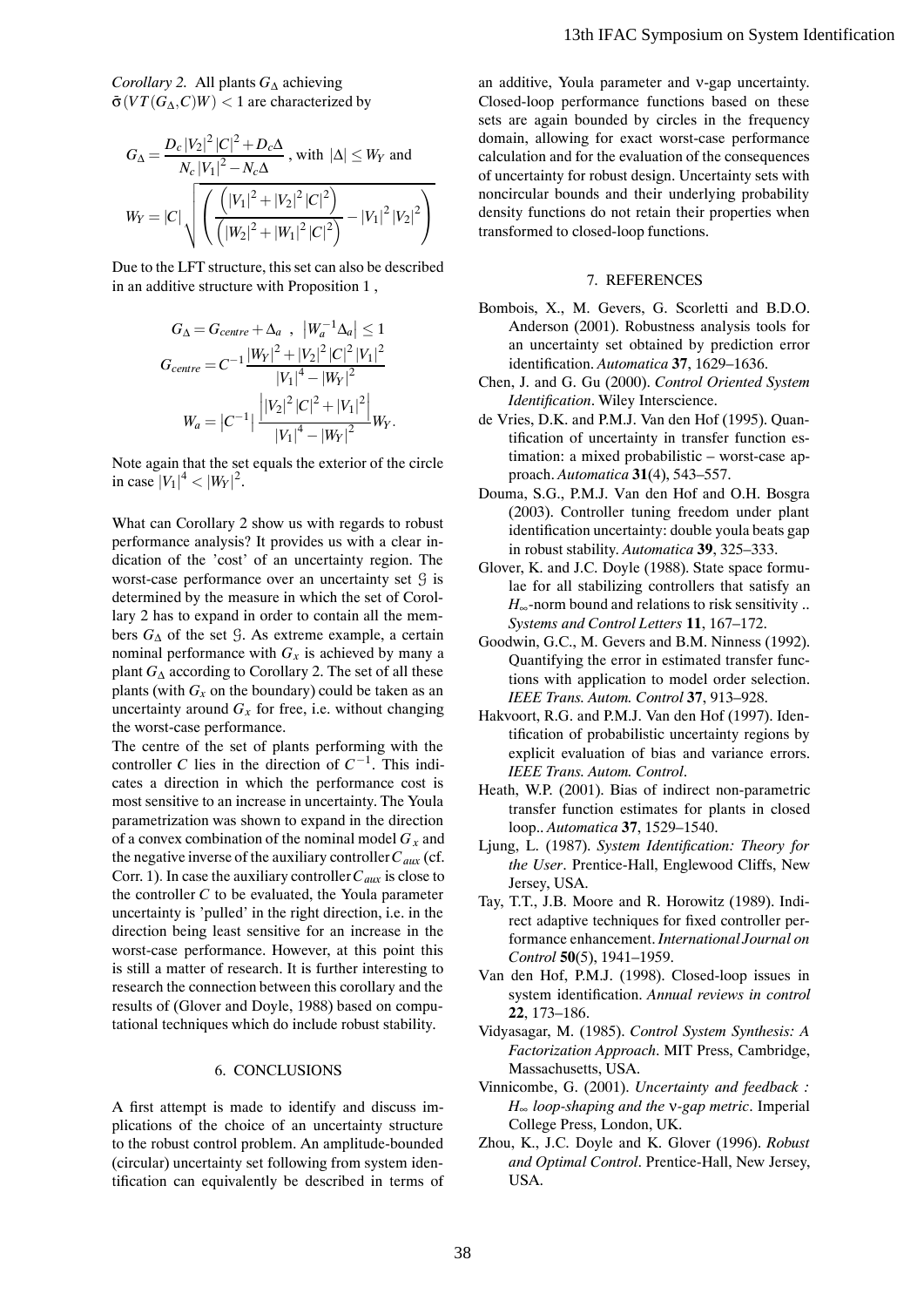*Corollary 2.* All plants $G_\Delta$ achieving $\bar{\sigma}(VT(G_\Delta, C)W) < 1$ are characterized by

$$G_\Delta = \frac{D_c |V_2|^2 |C|^2 + D_c \Delta}{N_c |V_1|^2 - N_c \Delta}, \text{ with } |\Delta| \leq W_Y \text{ and}$$

$$W_Y = |C| \sqrt{\left( \frac{\left( |V_1|^2 + |V_2|^2 |C|^2 \right)}{\left( |W_2|^2 + |W_1|^2 |C|^2 \right)} - |V_1|^2 |V_2|^2 \right)}$$

Due to the LFT structure, this set can also be described in an additive structure with Proposition 1 ,

$$G_\Delta = G_{centre} + \Delta_a \ , \ \left| W_a^{-1} \Delta_a \right| \leq 1$$

$$G_{centre} = C^{-1} \frac{|W_Y|^2 + |V_2|^2 |C|^2 |V_1|^2}{|V_1|^4 - |W_Y|^2}$$

$$W_a = \left| C^{-1} \right| \frac{\left| |V_2|^2 |C|^2 + |V_1|^2 \right|}{|V_1|^4 - |W_Y|^2} W_Y.$$

Note again that the set equals the exterior of the circle in case $|V_1|^4 < |W_Y|^2$.

What can Corollary 2 show us with regards to robust performance analysis? It provides us with a clear indication of the 'cost' of an uncertainty region. The worst-case performance over an uncertainty set $\mathcal{G}$ is determined by the measure in which the set of Corollary 2 has to expand in order to contain all the members $G_\Delta$ of the set $\mathcal{G}$. As extreme example, a certain nominal performance with $G_x$ is achieved by many a plant $G_\Delta$ according to Corollary 2. The set of all these plants (with $G_x$ on the boundary) could be taken as an uncertainty around $G_x$ for free, i.e. without changing the worst-case performance.

The centre of the set of plants performing with the controller $C$ lies in the direction of $C^{-1}$. This indicates a direction in which the performance cost is most sensitive to an increase in uncertainty. The Youla parametrization was shown to expand in the direction of a convex combination of the nominal model $G_x$ and the negative inverse of the auxiliary controller $C_{aux}$ (cf. Corr. 1). In case the auxiliary controller $C_{aux}$ is close to the controller $C$ to be evaluated, the Youla parameter uncertainty is 'pulled' in the right direction, i.e. in the direction being least sensitive for an increase in the worst-case performance. However, at this point this is still a matter of research. It is further interesting to research the connection between this corollary and the results of (Glover and Doyle, 1988) based on computational techniques which do include robust stability.

## 6. CONCLUSIONS

A first attempt is made to identify and discuss implications of the choice of an uncertainty structure to the robust control problem. An amplitude-bounded (circular) uncertainty set following from system identification can equivalently be described in terms of an additive, Youla parameter and $\nu$-gap uncertainty. Closed-loop performance functions based on these sets are again bounded by circles in the frequency domain, allowing for exact worst-case performance calculation and for the evaluation of the consequences of uncertainty for robust design. Uncertainty sets with noncircular bounds and their underlying probability density functions do not retain their properties when transformed to closed-loop functions.

## 7. REFERENCES

Bombois, X., M. Gevers, G. Scorletti and B.D.O. Anderson (2001). Robustness analysis tools for an uncertainty set obtained by prediction error identification. *Automatica* **37**, 1629–1636.

Chen, J. and G. Gu (2000). *Control Oriented System Identification*. Wiley Interscience.

de Vries, D.K. and P.M.J. Van den Hof (1995). Quantification of uncertainty in transfer function estimation: a mixed probabilistic – worst-case approach. *Automatica* **31**(4), 543–557.

Douma, S.G., P.M.J. Van den Hof and O.H. Bosgra (2003). Controller tuning freedom under plant identification uncertainty: double youla beats gap in robust stability. *Automatica* **39**, 325–333.

Glover, K. and J.C. Doyle (1988). State space formulae for all stabilizing controllers that satisfy an $H_\infty$-norm bound and relations to risk sensitivity .. *Systems and Control Letters* **11**, 167–172.

Goodwin, G.C., M. Gevers and B.M. Ninness (1992). Quantifying the error in estimated transfer functions with application to model order selection. *IEEE Trans. Autom. Control* **37**, 913–928.

Hakvoort, R.G. and P.M.J. Van den Hof (1997). Identification of probabilistic uncertainty regions by explicit evaluation of bias and variance errors. *IEEE Trans. Autom. Control*.

Heath, W.P. (2001). Bias of indirect non-parametric transfer function estimates for plants in closed loop.. *Automatica* **37**, 1529–1540.

Ljung, L. (1987). *System Identification: Theory for the User*. Prentice-Hall, Englewood Cliffs, New Jersey, USA.

Tay, T.T., J.B. Moore and R. Horowitz (1989). Indirect adaptive techniques for fixed controller performance enhancement. *International Journal on Control* **50**(5), 1941–1959.

Van den Hof, P.M.J. (1998). Closed-loop issues in system identification. *Annual reviews in control* **22**, 173–186.

Vidyasagar, M. (1985). *Control System Synthesis: A Factorization Approach*. MIT Press, Cambridge, Massachusetts, USA.

Vinnicombe, G. (2001). *Uncertainty and feedback : $H_\infty$ loop-shaping and the $\nu$-gap metric*. Imperial College Press, London, UK.

Zhou, K., J.C. Doyle and K. Glover (1996). *Robust and Optimal Control*. Prentice-Hall, New Jersey, USA.